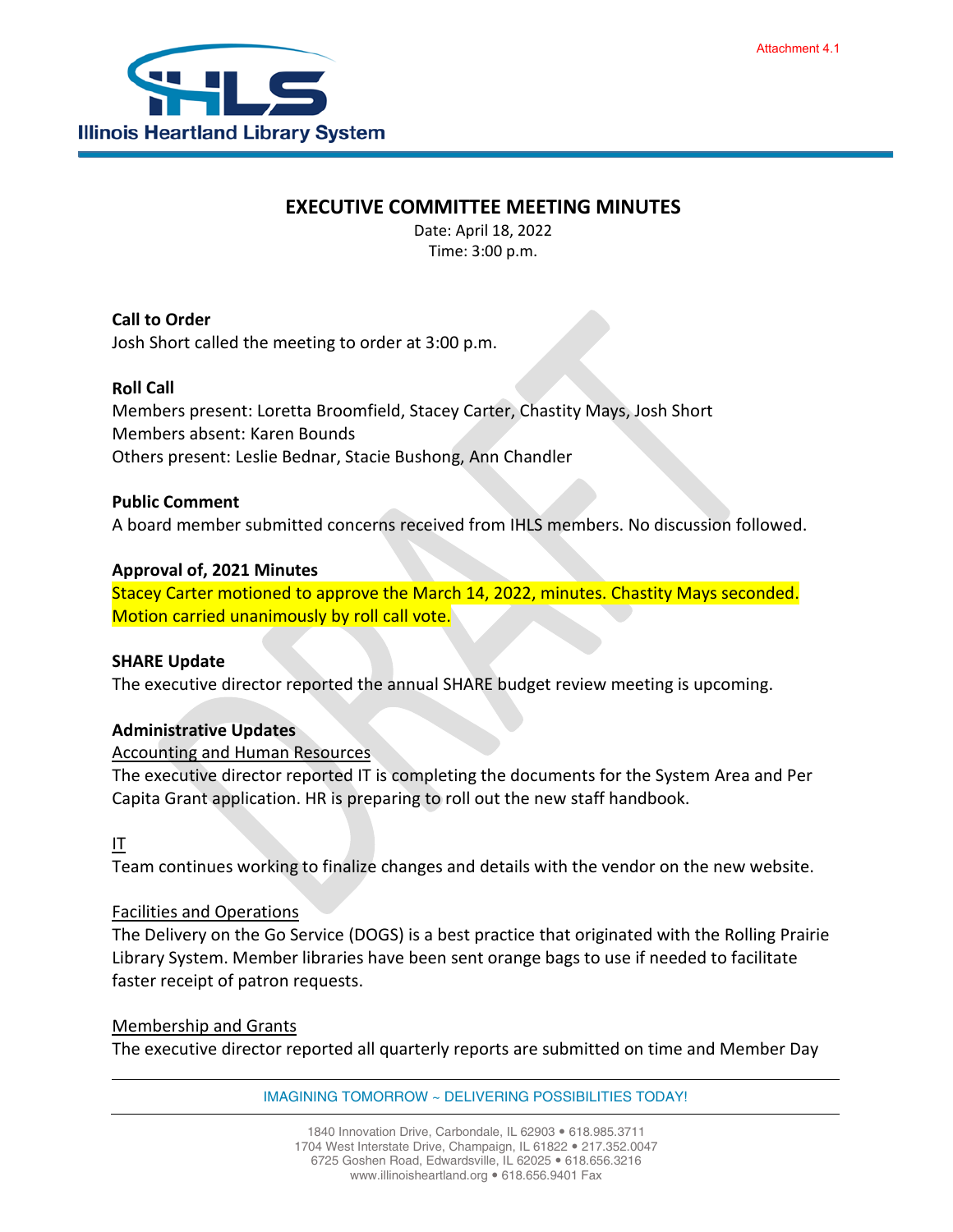Attachment 4.1

Illinois Heartland Library System

# EXECUTIVE COMMITTEE MEETING MINUTES

Date: April 18, 2022
Time: 3:00 p.m.

**Call to Order**
Josh Short called the meeting to order at 3:00 p.m.

**Roll Call**
Members present: Loretta Broomfield, Stacey Carter, Chastity Mays, Josh Short
Members absent: Karen Bounds
Others present: Leslie Bednar, Stacie Bushong, Ann Chandler

**Public Comment**
A board member submitted concerns received from IHLS members. No discussion followed.

**Approval of, 2021 Minutes**
Stacey Carter motioned to approve the March 14, 2022, minutes. Chastity Mays seconded. Motion carried unanimously by roll call vote.

**SHARE Update**
The executive director reported the annual SHARE budget review meeting is upcoming.

**Administrative Updates**

Accounting and Human Resources
The executive director reported IT is completing the documents for the System Area and Per Capita Grant application. HR is preparing to roll out the new staff handbook.

IT
Team continues working to finalize changes and details with the vendor on the new website.

Facilities and Operations
The Delivery on the Go Service (DOGS) is a best practice that originated with the Rolling Prairie Library System. Member libraries have been sent orange bags to use if needed to facilitate faster receipt of patron requests.

Membership and Grants
The executive director reported all quarterly reports are submitted on time and Member Day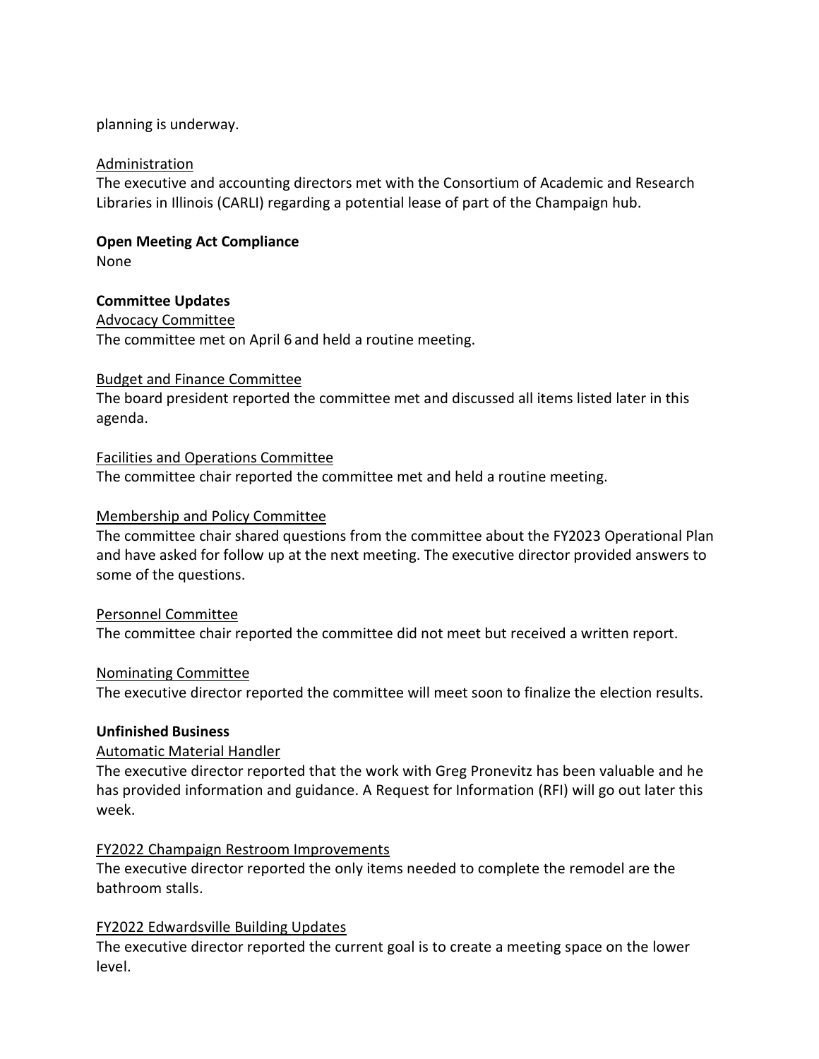planning is underway.

Administration

The executive and accounting directors met with the Consortium of Academic and Research Libraries in Illinois (CARLI) regarding a potential lease of part of the Champaign hub.

**Open Meeting Act Compliance**

None

**Committee Updates**

Advocacy Committee

The committee met on April 6 and held a routine meeting.

Budget and Finance Committee

The board president reported the committee met and discussed all items listed later in this agenda.

Facilities and Operations Committee

The committee chair reported the committee met and held a routine meeting.

Membership and Policy Committee

The committee chair shared questions from the committee about the FY2023 Operational Plan and have asked for follow up at the next meeting. The executive director provided answers to some of the questions.

Personnel Committee

The committee chair reported the committee did not meet but received a written report.

Nominating Committee

The executive director reported the committee will meet soon to finalize the election results.

**Unfinished Business**

Automatic Material Handler

The executive director reported that the work with Greg Pronevitz has been valuable and he has provided information and guidance. A Request for Information (RFI) will go out later this week.

FY2022 Champaign Restroom Improvements

The executive director reported the only items needed to complete the remodel are the bathroom stalls.

FY2022 Edwardsville Building Updates

The executive director reported the current goal is to create a meeting space on the lower level.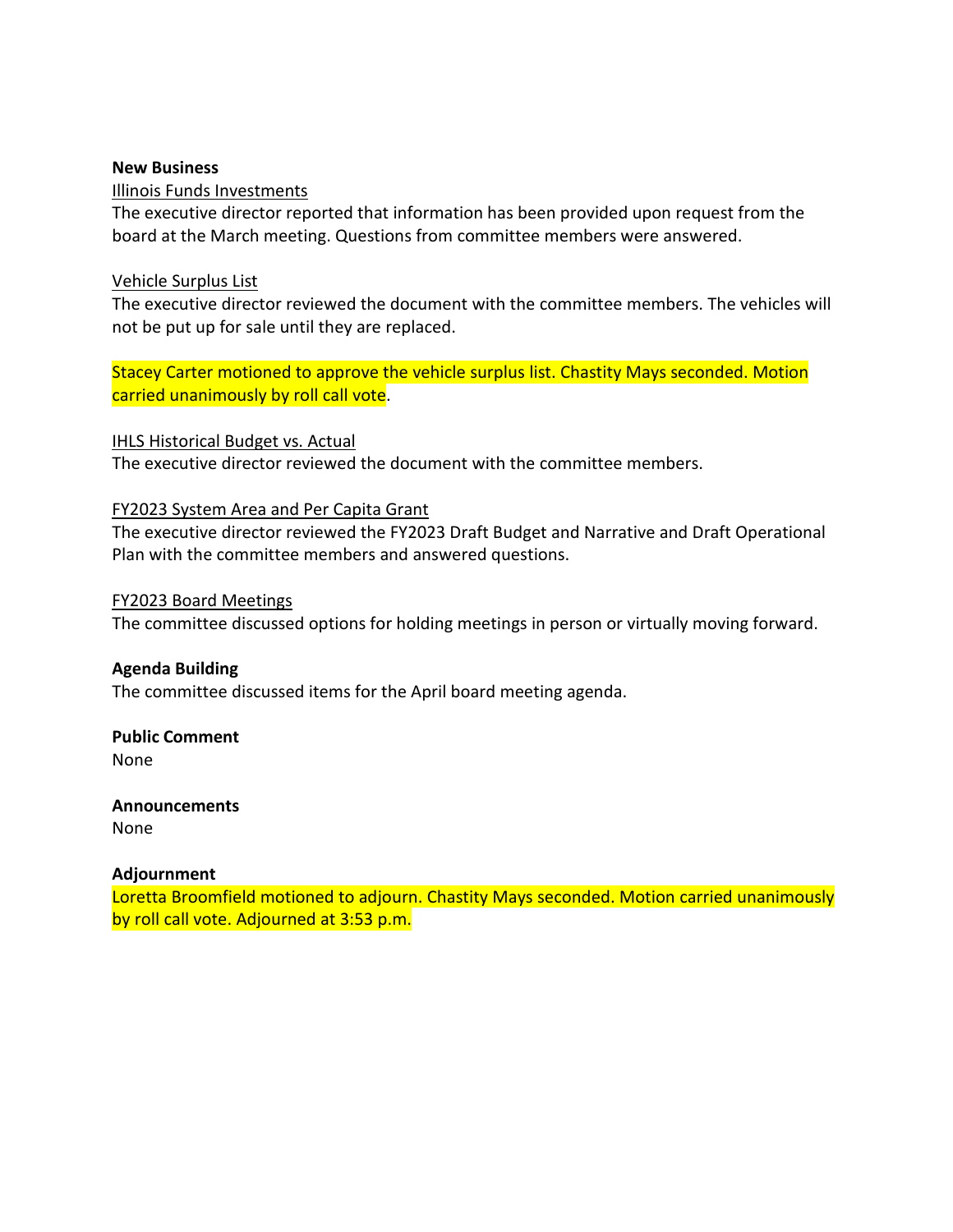**New Business**

Illinois Funds Investments

The executive director reported that information has been provided upon request from the board at the March meeting. Questions from committee members were answered.

Vehicle Surplus List

The executive director reviewed the document with the committee members. The vehicles will not be put up for sale until they are replaced.

Stacey Carter motioned to approve the vehicle surplus list. Chastity Mays seconded. Motion carried unanimously by roll call vote.

IHLS Historical Budget vs. Actual

The executive director reviewed the document with the committee members.

FY2023 System Area and Per Capita Grant

The executive director reviewed the FY2023 Draft Budget and Narrative and Draft Operational Plan with the committee members and answered questions.

FY2023 Board Meetings

The committee discussed options for holding meetings in person or virtually moving forward.

**Agenda Building**

The committee discussed items for the April board meeting agenda.

**Public Comment**

None

**Announcements**

None

**Adjournment**

Loretta Broomfield motioned to adjourn. Chastity Mays seconded. Motion carried unanimously by roll call vote. Adjourned at 3:53 p.m.